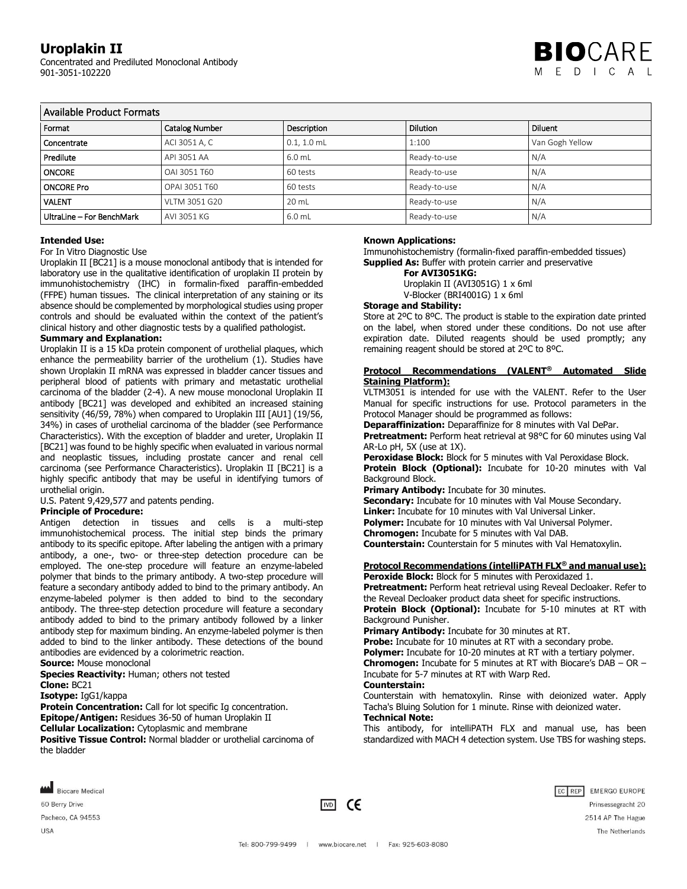# Uroplakin II

Concentrated and Prediluted Monoclonal Antibody
901-3051-102220

BIOCARE MEDICAL

| Available Product Formats | | | | |
|---|---|---|---|---|
| **Format** | **Catalog Number** | **Description** | **Dilution** | **Diluent** |
| **Concentrate** | ACI 3051 A, C | 0.1, 1.0 mL | 1:100 | Van Gogh Yellow |
| **Predilute** | API 3051 AA | 6.0 mL | Ready-to-use | N/A |
| **ONCORE** | OAI 3051 T60 | 60 tests | Ready-to-use | N/A |
| **ONCORE Pro** | OPAI 3051 T60 | 60 tests | Ready-to-use | N/A |
| **VALENT** | VLTM 3051 G20 | 20 mL | Ready-to-use | N/A |
| **UltraLine – For BenchMark** | AVI 3051 KG | 6.0 mL | Ready-to-use | N/A |

**Intended Use:**
For In Vitro Diagnostic Use
Uroplakin II [BC21] is a mouse monoclonal antibody that is intended for laboratory use in the qualitative identification of uroplakin II protein by immunohistochemistry (IHC) in formalin-fixed paraffin-embedded (FFPE) human tissues. The clinical interpretation of any staining or its absence should be complemented by morphological studies using proper controls and should be evaluated within the context of the patient's clinical history and other diagnostic tests by a qualified pathologist.

**Summary and Explanation:**
Uroplakin II is a 15 kDa protein component of urothelial plaques, which enhance the permeability barrier of the urothelium (1). Studies have shown Uroplakin II mRNA was expressed in bladder cancer tissues and peripheral blood of patients with primary and metastatic urothelial carcinoma of the bladder (2-4). A new mouse monoclonal Uroplakin II antibody [BC21] was developed and exhibited an increased staining sensitivity (46/59, 78%) when compared to Uroplakin III [AU1] (19/56, 34%) in cases of urothelial carcinoma of the bladder (see Performance Characteristics). With the exception of bladder and ureter, Uroplakin II [BC21] was found to be highly specific when evaluated in various normal and neoplastic tissues, including prostate cancer and renal cell carcinoma (see Performance Characteristics). Uroplakin II [BC21] is a highly specific antibody that may be useful in identifying tumors of urothelial origin.
U.S. Patent 9,429,577 and patents pending.

**Principle of Procedure:**
Antigen detection in tissues and cells is a multi-step immunohistochemical process. The initial step binds the primary antibody to its specific epitope. After labeling the antigen with a primary antibody, a one-, two- or three-step detection procedure can be employed. The one-step procedure will feature an enzyme-labeled polymer that binds to the primary antibody. A two-step procedure will feature a secondary antibody added to bind to the primary antibody. An enzyme-labeled polymer is then added to bind to the secondary antibody. The three-step detection procedure will feature a secondary antibody added to bind to the primary antibody followed by a linker antibody step for maximum binding. An enzyme-labeled polymer is then added to bind to the linker antibody. These detections of the bound antibodies are evidenced by a colorimetric reaction.

**Source:** Mouse monoclonal
**Species Reactivity:** Human; others not tested
**Clone:** BC21
**Isotype:** IgG1/kappa
**Protein Concentration:** Call for lot specific Ig concentration.
**Epitope/Antigen:** Residues 36-50 of human Uroplakin II
**Cellular Localization:** Cytoplasmic and membrane
**Positive Tissue Control:** Normal bladder or urothelial carcinoma of the bladder

**Known Applications:**
Immunohistochemistry (formalin-fixed paraffin-embedded tissues)
**Supplied As:** Buffer with protein carrier and preservative

**For AVI3051KG:**
Uroplakin II (AVI3051G) 1 x 6ml
V-Blocker (BRI4001G) 1 x 6ml

**Storage and Stability:**
Store at 2ºC to 8ºC. The product is stable to the expiration date printed on the label, when stored under these conditions. Do not use after expiration date. Diluted reagents should be used promptly; any remaining reagent should be stored at 2ºC to 8ºC.

**Protocol Recommendations (VALENT® Automated Slide Staining Platform):**
VLTM3051 is intended for use with the VALENT. Refer to the User Manual for specific instructions for use. Protocol parameters in the Protocol Manager should be programmed as follows:
**Deparaffinization:** Deparaffinize for 8 minutes with Val DePar.
**Pretreatment:** Perform heat retrieval at 98°C for 60 minutes using Val AR-Lo pH, 5X (use at 1X).
**Peroxidase Block:** Block for 5 minutes with Val Peroxidase Block.
**Protein Block (Optional):** Incubate for 10-20 minutes with Val Background Block.
**Primary Antibody:** Incubate for 30 minutes.
**Secondary:** Incubate for 10 minutes with Val Mouse Secondary.
**Linker:** Incubate for 10 minutes with Val Universal Linker.
**Polymer:** Incubate for 10 minutes with Val Universal Polymer.
**Chromogen:** Incubate for 5 minutes with Val DAB.
**Counterstain:** Counterstain for 5 minutes with Val Hematoxylin.

**Protocol Recommendations (intelliPATH FLX® and manual use):**
**Peroxide Block:** Block for 5 minutes with Peroxidazed 1.
**Pretreatment:** Perform heat retrieval using Reveal Decloaker. Refer to the Reveal Decloaker product data sheet for specific instructions.
**Protein Block (Optional):** Incubate for 5-10 minutes at RT with Background Punisher.
**Primary Antibody:** Incubate for 30 minutes at RT.
**Probe:** Incubate for 10 minutes at RT with a secondary probe.
**Polymer:** Incubate for 10-20 minutes at RT with a tertiary polymer.
**Chromogen:** Incubate for 5 minutes at RT with Biocare's DAB – OR – Incubate for 5-7 minutes at RT with Warp Red.
**Counterstain:**
Counterstain with hematoxylin. Rinse with deionized water. Apply Tacha's Bluing Solution for 1 minute. Rinse with deionized water.
**Technical Note:**
This antibody, for intelliPATH FLX and manual use, has been standardized with MACH 4 detection system. Use TBS for washing steps.

Biocare Medical
60 Berry Drive
Pacheco, CA 94553
USA

EC REP EMERGO EUROPE
Prinsessegracht 20
2514 AP The Hague
The Netherlands

Tel: 800-799-9499 | www.biocare.net | Fax: 925-603-8080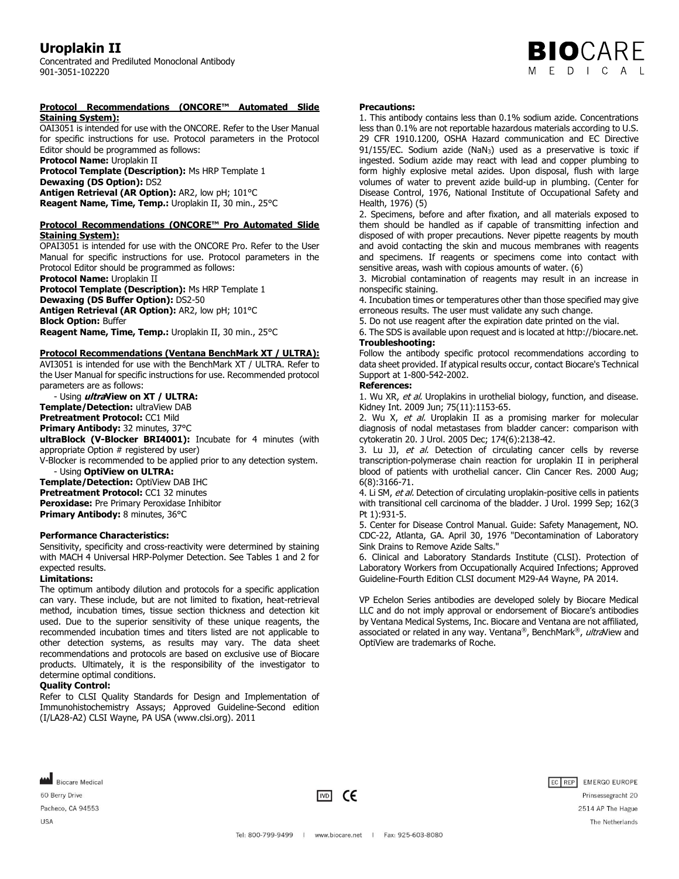**Protocol Recommendations (ONCORE™ Automated Slide Staining System):**

OAI3051 is intended for use with the ONCORE. Refer to the User Manual for specific instructions for use. Protocol parameters in the Protocol Editor should be programmed as follows:

**Protocol Name:** Uroplakin II
**Protocol Template (Description):** Ms HRP Template 1
**Dewaxing (DS Option):** DS2
**Antigen Retrieval (AR Option):** AR2, low pH; 101°C
**Reagent Name, Time, Temp.:** Uroplakin II, 30 min., 25°C

**Protocol Recommendations (ONCORE™ Pro Automated Slide Staining System):**

OPAI3051 is intended for use with the ONCORE Pro. Refer to the User Manual for specific instructions for use. Protocol parameters in the Protocol Editor should be programmed as follows:

**Protocol Name:** Uroplakin II
**Protocol Template (Description):** Ms HRP Template 1
**Dewaxing (DS Buffer Option):** DS2-50
**Antigen Retrieval (AR Option):** AR2, low pH; 101°C
**Block Option:** Buffer
**Reagent Name, Time, Temp.:** Uroplakin II, 30 min., 25°C

**Protocol Recommendations (Ventana BenchMark XT / ULTRA):**

AVI3051 is intended for use with the BenchMark XT / ULTRA. Refer to the User Manual for specific instructions for use. Recommended protocol parameters are as follows:

- Using ***ultra*View on XT / ULTRA:**

**Template/Detection:** ultraView DAB
**Pretreatment Protocol:** CC1 Mild
**Primary Antibody:** 32 minutes, 37°C
**ultraBlock (V-Blocker BRI4001):** Incubate for 4 minutes (with appropriate Option # registered by user)
V-Blocker is recommended to be applied prior to any detection system.

- Using **OptiView on ULTRA:**

**Template/Detection:** OptiView DAB IHC
**Pretreatment Protocol:** CC1 32 minutes
**Peroxidase:** Pre Primary Peroxidase Inhibitor
**Primary Antibody:** 8 minutes, 36°C

**Performance Characteristics:**

Sensitivity, specificity and cross-reactivity were determined by staining with MACH 4 Universal HRP-Polymer Detection. See Tables 1 and 2 for expected results.

**Limitations:**

The optimum antibody dilution and protocols for a specific application can vary. These include, but are not limited to fixation, heat-retrieval method, incubation times, tissue section thickness and detection kit used. Due to the superior sensitivity of these unique reagents, the recommended incubation times and titers listed are not applicable to other detection systems, as results may vary. The data sheet recommendations and protocols are based on exclusive use of Biocare products. Ultimately, it is the responsibility of the investigator to determine optimal conditions.

**Quality Control:**

Refer to CLSI Quality Standards for Design and Implementation of Immunohistochemistry Assays; Approved Guideline-Second edition (I/LA28-A2) CLSI Wayne, PA USA (www.clsi.org). 2011

**Precautions:**

1. This antibody contains less than 0.1% sodium azide. Concentrations less than 0.1% are not reportable hazardous materials according to U.S. 29 CFR 1910.1200, OSHA Hazard communication and EC Directive 91/155/EC. Sodium azide ($NaN_3$) used as a preservative is toxic if ingested. Sodium azide may react with lead and copper plumbing to form highly explosive metal azides. Upon disposal, flush with large volumes of water to prevent azide build-up in plumbing. (Center for Disease Control, 1976, National Institute of Occupational Safety and Health, 1976) (5)
2. Specimens, before and after fixation, and all materials exposed to them should be handled as if capable of transmitting infection and disposed of with proper precautions. Never pipette reagents by mouth and avoid contacting the skin and mucous membranes with reagents and specimens. If reagents or specimens come into contact with sensitive areas, wash with copious amounts of water. (6)
3. Microbial contamination of reagents may result in an increase in nonspecific staining.
4. Incubation times or temperatures other than those specified may give erroneous results. The user must validate any such change.
5. Do not use reagent after the expiration date printed on the vial.
6. The SDS is available upon request and is located at http://biocare.net.

**Troubleshooting:**

Follow the antibody specific protocol recommendations according to data sheet provided. If atypical results occur, contact Biocare's Technical Support at 1-800-542-2002.

**References:**

1. Wu XR, *et al.* Uroplakins in urothelial biology, function, and disease. Kidney Int. 2009 Jun; 75(11):1153-65.
2. Wu X, *et al.* Uroplakin II as a promising marker for molecular diagnosis of nodal metastases from bladder cancer: comparison with cytokeratin 20. J Urol. 2005 Dec; 174(6):2138-42.
3. Lu JJ, *et al.* Detection of circulating cancer cells by reverse transcription-polymerase chain reaction for uroplakin II in peripheral blood of patients with urothelial cancer. Clin Cancer Res. 2000 Aug; 6(8):3166-71.
4. Li SM, *et al.* Detection of circulating uroplakin-positive cells in patients with transitional cell carcinoma of the bladder. J Urol. 1999 Sep; 162(3 Pt 1):931-5.
5. Center for Disease Control Manual. Guide: Safety Management, NO. CDC-22, Atlanta, GA. April 30, 1976 "Decontamination of Laboratory Sink Drains to Remove Azide Salts."
6. Clinical and Laboratory Standards Institute (CLSI). Protection of Laboratory Workers from Occupationally Acquired Infections; Approved Guideline-Fourth Edition CLSI document M29-A4 Wayne, PA 2014.

VP Echelon Series antibodies are developed solely by Biocare Medical LLC and do not imply approval or endorsement of Biocare's antibodies by Ventana Medical Systems, Inc. Biocare and Ventana are not affiliated, associated or related in any way. Ventana®, BenchMark®, *ultra*View and OptiView are trademarks of Roche.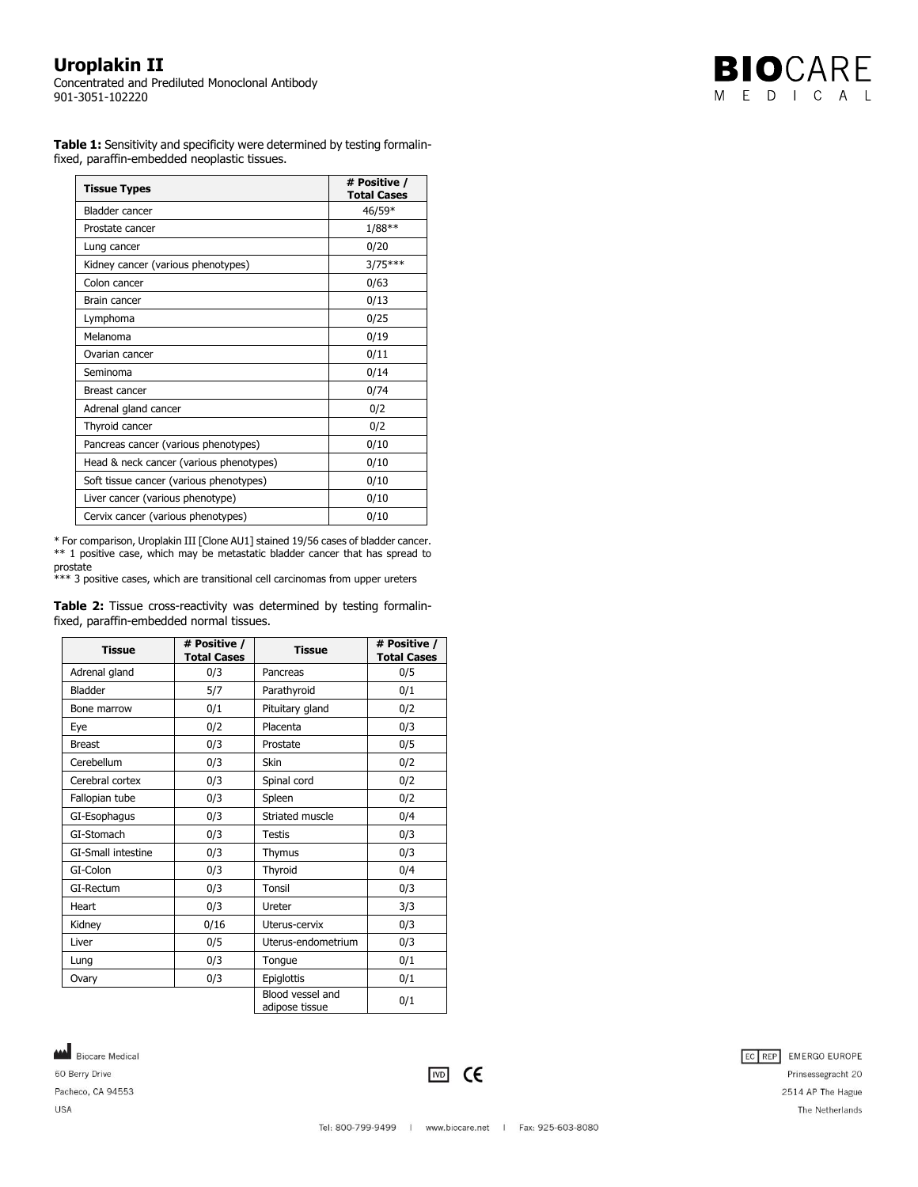**Table 1:** Sensitivity and specificity were determined by testing formalin-fixed, paraffin-embedded neoplastic tissues.

| Tissue Types | # Positive / Total Cases |
|---|---|
| Bladder cancer | 46/59* |
| Prostate cancer | 1/88** |
| Lung cancer | 0/20 |
| Kidney cancer (various phenotypes) | 3/75*** |
| Colon cancer | 0/63 |
| Brain cancer | 0/13 |
| Lymphoma | 0/25 |
| Melanoma | 0/19 |
| Ovarian cancer | 0/11 |
| Seminoma | 0/14 |
| Breast cancer | 0/74 |
| Adrenal gland cancer | 0/2 |
| Thyroid cancer | 0/2 |
| Pancreas cancer (various phenotypes) | 0/10 |
| Head & neck cancer (various phenotypes) | 0/10 |
| Soft tissue cancer (various phenotypes) | 0/10 |
| Liver cancer (various phenotype) | 0/10 |
| Cervix cancer (various phenotypes) | 0/10 |

* For comparison, Uroplakin III [Clone AU1] stained 19/56 cases of bladder cancer.
** 1 positive case, which may be metastatic bladder cancer that has spread to prostate
*** 3 positive cases, which are transitional cell carcinomas from upper ureters

**Table 2:** Tissue cross-reactivity was determined by testing formalin-fixed, paraffin-embedded normal tissues.

| Tissue | # Positive / Total Cases | Tissue | # Positive / Total Cases |
|---|---|---|---|
| Adrenal gland | 0/3 | Pancreas | 0/5 |
| Bladder | 5/7 | Parathyroid | 0/1 |
| Bone marrow | 0/1 | Pituitary gland | 0/2 |
| Eye | 0/2 | Placenta | 0/3 |
| Breast | 0/3 | Prostate | 0/5 |
| Cerebellum | 0/3 | Skin | 0/2 |
| Cerebral cortex | 0/3 | Spinal cord | 0/2 |
| Fallopian tube | 0/3 | Spleen | 0/2 |
| GI-Esophagus | 0/3 | Striated muscle | 0/4 |
| GI-Stomach | 0/3 | Testis | 0/3 |
| GI-Small intestine | 0/3 | Thymus | 0/3 |
| GI-Colon | 0/3 | Thyroid | 0/4 |
| GI-Rectum | 0/3 | Tonsil | 0/3 |
| Heart | 0/3 | Ureter | 3/3 |
| Kidney | 0/16 | Uterus-cervix | 0/3 |
| Liver | 0/5 | Uterus-endometrium | 0/3 |
| Lung | 0/3 | Tongue | 0/1 |
| Ovary | 0/3 | Epiglottis | 0/1 |
| | | Blood vessel and adipose tissue | 0/1 |